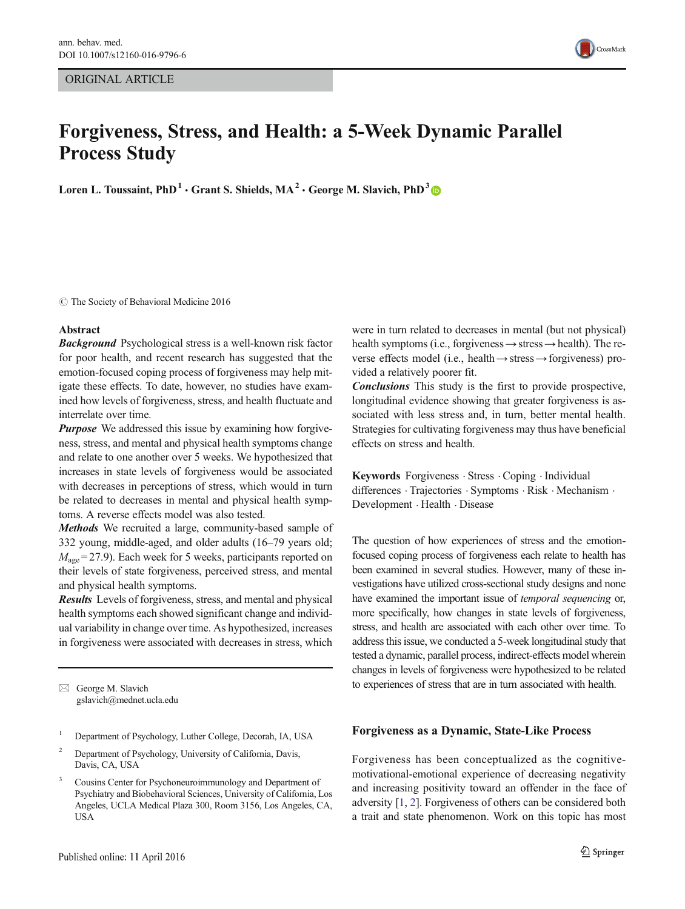ORIGINAL ARTICLE

# Forgiveness, Stress, and Health: a 5-Week Dynamic Parallel Process Study

**Loren L. Toussaint, PhD**[1] · **Grant S. Shields, MA**[2] · **George M. Slavich, PhD**[3]

© The Society of Behavioral Medicine 2016

## Abstract

***Background*** Psychological stress is a well-known risk factor for poor health, and recent research has suggested that the emotion-focused coping process of forgiveness may help mitigate these effects. To date, however, no studies have examined how levels of forgiveness, stress, and health fluctuate and interrelate over time.

***Purpose*** We addressed this issue by examining how forgiveness, stress, and mental and physical health symptoms change and relate to one another over 5 weeks. We hypothesized that increases in state levels of forgiveness would be associated with decreases in perceptions of stress, which would in turn be related to decreases in mental and physical health symptoms. A reverse effects model was also tested.

***Methods*** We recruited a large, community-based sample of 332 young, middle-aged, and older adults (16–79 years old; $M_{age} = 27.9$). Each week for 5 weeks, participants reported on their levels of state forgiveness, perceived stress, and mental and physical health symptoms.

***Results*** Levels of forgiveness, stress, and mental and physical health symptoms each showed significant change and individual variability in change over time. As hypothesized, increases in forgiveness were associated with decreases in stress, which were in turn related to decreases in mental (but not physical) health symptoms (i.e., forgiveness → stress → health). The reverse effects model (i.e., health → stress → forgiveness) provided a relatively poorer fit.

***Conclusions*** This study is the first to provide prospective, longitudinal evidence showing that greater forgiveness is associated with less stress and, in turn, better mental health. Strategies for cultivating forgiveness may thus have beneficial effects on stress and health.

**Keywords** Forgiveness · Stress · Coping · Individual differences · Trajectories · Symptoms · Risk · Mechanism · Development · Health · Disease

✉ George M. Slavich
gslavich@mednet.ucla.edu

[1] Department of Psychology, Luther College, Decorah, IA, USA

[2] Department of Psychology, University of California, Davis, Davis, CA, USA

[3] Cousins Center for Psychoneuroimmunology and Department of Psychiatry and Biobehavioral Sciences, University of California, Los Angeles, UCLA Medical Plaza 300, Room 3156, Los Angeles, CA, USA

Published online: 11 April 2016

The question of how experiences of stress and the emotion-focused coping process of forgiveness each relate to health has been examined in several studies. However, many of these investigations have utilized cross-sectional study designs and none have examined the important issue of *temporal sequencing* or, more specifically, how changes in state levels of forgiveness, stress, and health are associated with each other over time. To address this issue, we conducted a 5-week longitudinal study that tested a dynamic, parallel process, indirect-effects model wherein changes in levels of forgiveness were hypothesized to be related to experiences of stress that are in turn associated with health.

## Forgiveness as a Dynamic, State-Like Process

Forgiveness has been conceptualized as the cognitive-motivational-emotional experience of decreasing negativity and increasing positivity toward an offender in the face of adversity [1, 2]. Forgiveness of others can be considered both a trait and state phenomenon. Work on this topic has most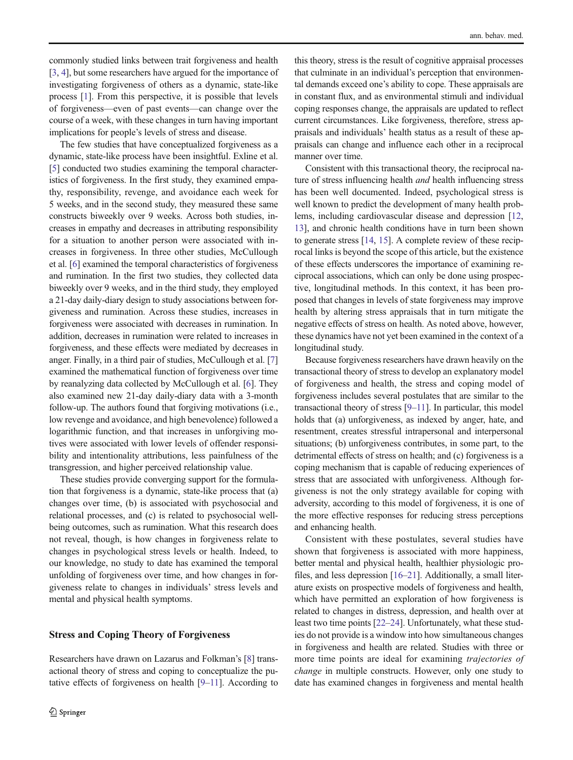commonly studied links between trait forgiveness and health [3, 4], but some researchers have argued for the importance of investigating forgiveness of others as a dynamic, state-like process [1]. From this perspective, it is possible that levels of forgiveness—even of past events—can change over the course of a week, with these changes in turn having important implications for people's levels of stress and disease.

The few studies that have conceptualized forgiveness as a dynamic, state-like process have been insightful. Exline et al. [5] conducted two studies examining the temporal characteristics of forgiveness. In the first study, they examined empathy, responsibility, revenge, and avoidance each week for 5 weeks, and in the second study, they measured these same constructs biweekly over 9 weeks. Across both studies, increases in empathy and decreases in attributing responsibility for a situation to another person were associated with increases in forgiveness. In three other studies, McCullough et al. [6] examined the temporal characteristics of forgiveness and rumination. In the first two studies, they collected data biweekly over 9 weeks, and in the third study, they employed a 21-day daily-diary design to study associations between forgiveness and rumination. Across these studies, increases in forgiveness were associated with decreases in rumination. In addition, decreases in rumination were related to increases in forgiveness, and these effects were mediated by decreases in anger. Finally, in a third pair of studies, McCullough et al. [7] examined the mathematical function of forgiveness over time by reanalyzing data collected by McCullough et al. [6]. They also examined new 21-day daily-diary data with a 3-month follow-up. The authors found that forgiving motivations (i.e., low revenge and avoidance, and high benevolence) followed a logarithmic function, and that increases in unforgiving motives were associated with lower levels of offender responsibility and intentionality attributions, less painfulness of the transgression, and higher perceived relationship value.

These studies provide converging support for the formulation that forgiveness is a dynamic, state-like process that (a) changes over time, (b) is associated with psychosocial and relational processes, and (c) is related to psychosocial well-being outcomes, such as rumination. What this research does not reveal, though, is how changes in forgiveness relate to changes in psychological stress levels or health. Indeed, to our knowledge, no study to date has examined the temporal unfolding of forgiveness over time, and how changes in forgiveness relate to changes in individuals' stress levels and mental and physical health symptoms.

## Stress and Coping Theory of Forgiveness

Researchers have drawn on Lazarus and Folkman's [8] transactional theory of stress and coping to conceptualize the putative effects of forgiveness on health [9–11]. According to this theory, stress is the result of cognitive appraisal processes that culminate in an individual's perception that environmental demands exceed one's ability to cope. These appraisals are in constant flux, and as environmental stimuli and individual coping responses change, the appraisals are updated to reflect current circumstances. Like forgiveness, therefore, stress appraisals and individuals' health status as a result of these appraisals can change and influence each other in a reciprocal manner over time.

Consistent with this transactional theory, the reciprocal nature of stress influencing health *and* health influencing stress has been well documented. Indeed, psychological stress is well known to predict the development of many health problems, including cardiovascular disease and depression [12, 13], and chronic health conditions have in turn been shown to generate stress [14, 15]. A complete review of these reciprocal links is beyond the scope of this article, but the existence of these effects underscores the importance of examining reciprocal associations, which can only be done using prospective, longitudinal methods. In this context, it has been proposed that changes in levels of state forgiveness may improve health by altering stress appraisals that in turn mitigate the negative effects of stress on health. As noted above, however, these dynamics have not yet been examined in the context of a longitudinal study.

Because forgiveness researchers have drawn heavily on the transactional theory of stress to develop an explanatory model of forgiveness and health, the stress and coping model of forgiveness includes several postulates that are similar to the transactional theory of stress [9–11]. In particular, this model holds that (a) unforgiveness, as indexed by anger, hate, and resentment, creates stressful intrapersonal and interpersonal situations; (b) unforgiveness contributes, in some part, to the detrimental effects of stress on health; and (c) forgiveness is a coping mechanism that is capable of reducing experiences of stress that are associated with unforgiveness. Although forgiveness is not the only strategy available for coping with adversity, according to this model of forgiveness, it is one of the more effective responses for reducing stress perceptions and enhancing health.

Consistent with these postulates, several studies have shown that forgiveness is associated with more happiness, better mental and physical health, healthier physiologic profiles, and less depression [16–21]. Additionally, a small literature exists on prospective models of forgiveness and health, which have permitted an exploration of how forgiveness is related to changes in distress, depression, and health over at least two time points [22–24]. Unfortunately, what these studies do not provide is a window into how simultaneous changes in forgiveness and health are related. Studies with three or more time points are ideal for examining *trajectories of change* in multiple constructs. However, only one study to date has examined changes in forgiveness and mental health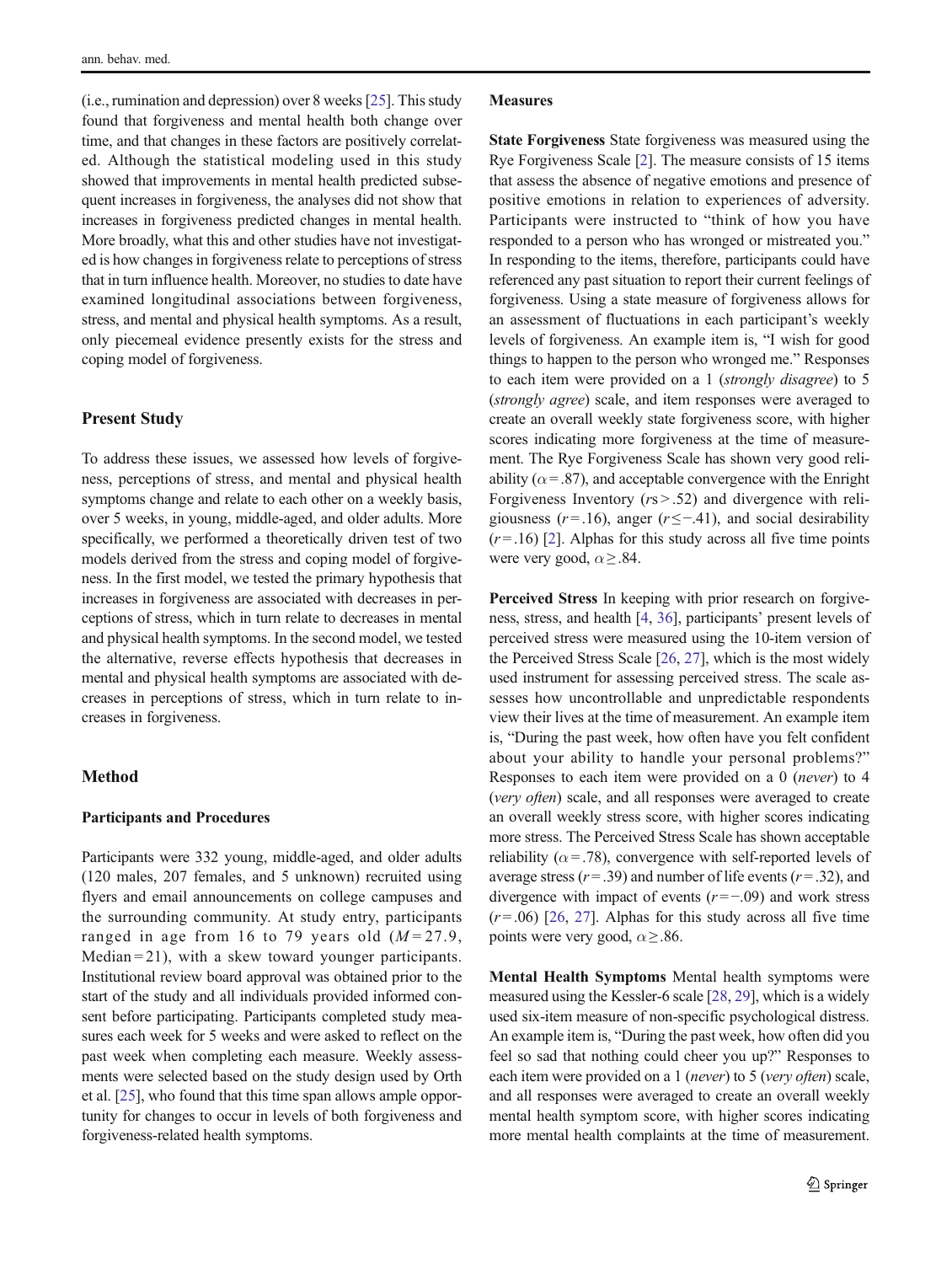(i.e., rumination and depression) over 8 weeks [25]. This study found that forgiveness and mental health both change over time, and that changes in these factors are positively correlated. Although the statistical modeling used in this study showed that improvements in mental health predicted subsequent increases in forgiveness, the analyses did not show that increases in forgiveness predicted changes in mental health. More broadly, what this and other studies have not investigated is how changes in forgiveness relate to perceptions of stress that in turn influence health. Moreover, no studies to date have examined longitudinal associations between forgiveness, stress, and mental and physical health symptoms. As a result, only piecemeal evidence presently exists for the stress and coping model of forgiveness.

## Present Study

To address these issues, we assessed how levels of forgiveness, perceptions of stress, and mental and physical health symptoms change and relate to each other on a weekly basis, over 5 weeks, in young, middle-aged, and older adults. More specifically, we performed a theoretically driven test of two models derived from the stress and coping model of forgiveness. In the first model, we tested the primary hypothesis that increases in forgiveness are associated with decreases in perceptions of stress, which in turn relate to decreases in mental and physical health symptoms. In the second model, we tested the alternative, reverse effects hypothesis that decreases in mental and physical health symptoms are associated with decreases in perceptions of stress, which in turn relate to increases in forgiveness.

## Method

### Participants and Procedures

Participants were 332 young, middle-aged, and older adults (120 males, 207 females, and 5 unknown) recruited using flyers and email announcements on college campuses and the surrounding community. At study entry, participants ranged in age from 16 to 79 years old ($M = 27.9$, Median = 21), with a skew toward younger participants. Institutional review board approval was obtained prior to the start of the study and all individuals provided informed consent before participating. Participants completed study measures each week for 5 weeks and were asked to reflect on the past week when completing each measure. Weekly assessments were selected based on the study design used by Orth et al. [25], who found that this time span allows ample opportunity for changes to occur in levels of both forgiveness and forgiveness-related health symptoms.

### Measures

**State Forgiveness** State forgiveness was measured using the Rye Forgiveness Scale [2]. The measure consists of 15 items that assess the absence of negative emotions and presence of positive emotions in relation to experiences of adversity. Participants were instructed to "think of how you have responded to a person who has wronged or mistreated you." In responding to the items, therefore, participants could have referenced any past situation to report their current feelings of forgiveness. Using a state measure of forgiveness allows for an assessment of fluctuations in each participant's weekly levels of forgiveness. An example item is, "I wish for good things to happen to the person who wronged me." Responses to each item were provided on a 1 (*strongly disagree*) to 5 (*strongly agree*) scale, and item responses were averaged to create an overall weekly state forgiveness score, with higher scores indicating more forgiveness at the time of measurement. The Rye Forgiveness Scale has shown very good reliability ($\alpha = .87$), and acceptable convergence with the Enright Forgiveness Inventory ($rs > .52$) and divergence with religiousness ($r = .16$), anger ($r \leq -.41$), and social desirability ($r = .16$) [2]. Alphas for this study across all five time points were very good, $\alpha \geq .84$.

**Perceived Stress** In keeping with prior research on forgiveness, stress, and health [4, 36], participants' present levels of perceived stress were measured using the 10-item version of the Perceived Stress Scale [26, 27], which is the most widely used instrument for assessing perceived stress. The scale assesses how uncontrollable and unpredictable respondents view their lives at the time of measurement. An example item is, "During the past week, how often have you felt confident about your ability to handle your personal problems?" Responses to each item were provided on a 0 (*never*) to 4 (*very often*) scale, and all responses were averaged to create an overall weekly stress score, with higher scores indicating more stress. The Perceived Stress Scale has shown acceptable reliability ($\alpha = .78$), convergence with self-reported levels of average stress ($r = .39$) and number of life events ($r = .32$), and divergence with impact of events ($r = -.09$) and work stress ($r = .06$) [26, 27]. Alphas for this study across all five time points were very good, $\alpha \geq .86$.

**Mental Health Symptoms** Mental health symptoms were measured using the Kessler-6 scale [28, 29], which is a widely used six-item measure of non-specific psychological distress. An example item is, "During the past week, how often did you feel so sad that nothing could cheer you up?" Responses to each item were provided on a 1 (*never*) to 5 (*very often*) scale, and all responses were averaged to create an overall weekly mental health symptom score, with higher scores indicating more mental health complaints at the time of measurement.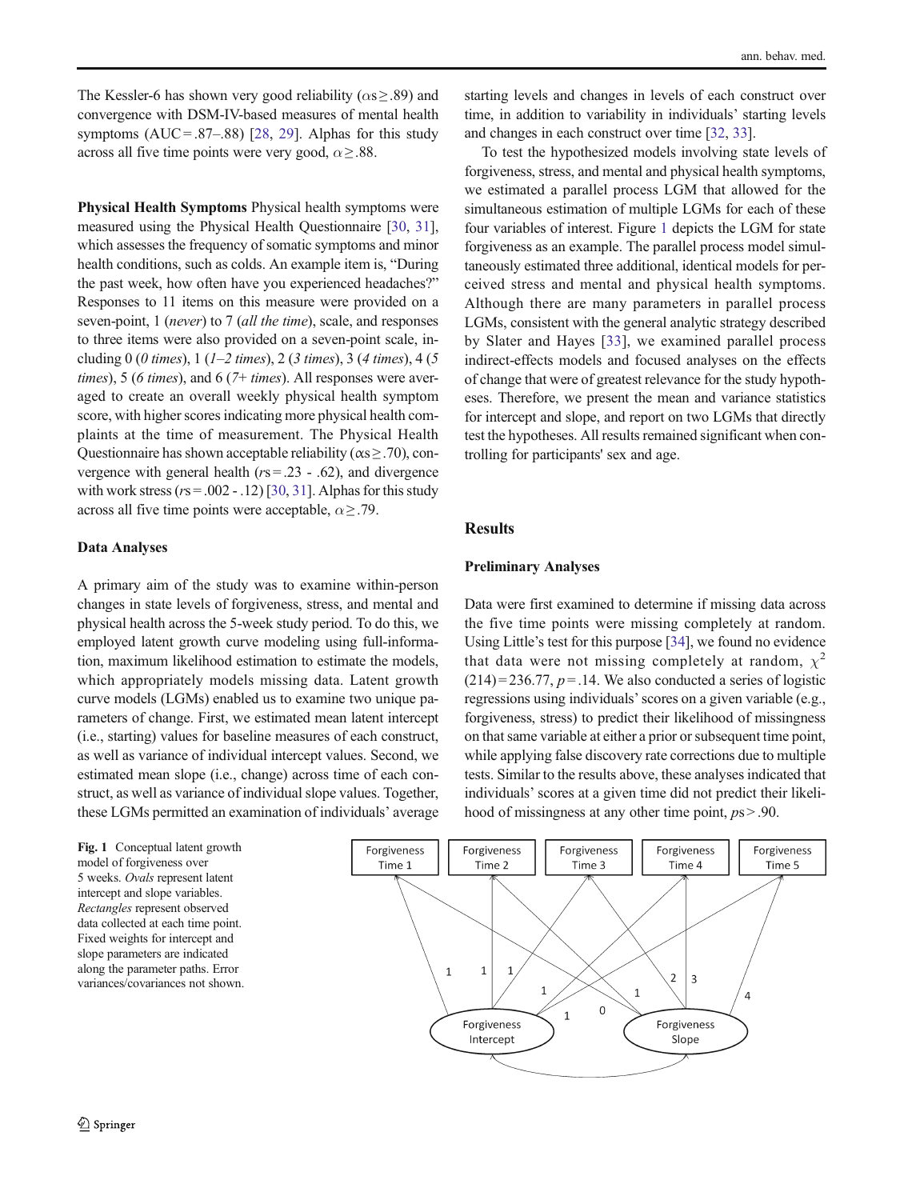The Kessler-6 has shown very good reliability ($\alpha s \geq .89$) and convergence with DSM-IV-based measures of mental health symptoms (AUC = .87–.88) [28, 29]. Alphas for this study across all five time points were very good, $\alpha \geq .88$.

**Physical Health Symptoms** Physical health symptoms were measured using the Physical Health Questionnaire [30, 31], which assesses the frequency of somatic symptoms and minor health conditions, such as colds. An example item is, "During the past week, how often have you experienced headaches?" Responses to 11 items on this measure were provided on a seven-point, 1 (*never*) to 7 (*all the time*), scale, and responses to three items were also provided on a seven-point scale, including 0 (*0 times*), 1 (*1–2 times*), 2 (*3 times*), 3 (*4 times*), 4 (*5 times*), 5 (*6 times*), and 6 (*7+ times*). All responses were averaged to create an overall weekly physical health symptom score, with higher scores indicating more physical health complaints at the time of measurement. The Physical Health Questionnaire has shown acceptable reliability ($\alpha s \geq .70$), convergence with general health ($rs = .23$ - $.62$), and divergence with work stress ($rs = .002$ - $.12$) [30, 31]. Alphas for this study across all five time points were acceptable, $\alpha \geq .79$.

### Data Analyses

A primary aim of the study was to examine within-person changes in state levels of forgiveness, stress, and mental and physical health across the 5-week study period. To do this, we employed latent growth curve modeling using full-information, maximum likelihood estimation to estimate the models, which appropriately models missing data. Latent growth curve models (LGMs) enabled us to examine two unique parameters of change. First, we estimated mean latent intercept (i.e., starting) values for baseline measures of each construct, as well as variance of individual intercept values. Second, we estimated mean slope (i.e., change) across time of each construct, as well as variance of individual slope values. Together, these LGMs permitted an examination of individuals' average starting levels and changes in levels of each construct over time, in addition to variability in individuals' starting levels and changes in each construct over time [32, 33].

To test the hypothesized models involving state levels of forgiveness, stress, and mental and physical health symptoms, we estimated a parallel process LGM that allowed for the simultaneous estimation of multiple LGMs for each of these four variables of interest. Figure 1 depicts the LGM for state forgiveness as an example. The parallel process model simultaneously estimated three additional, identical models for perceived stress and mental and physical health symptoms. Although there are many parameters in parallel process LGMs, consistent with the general analytic strategy described by Slater and Hayes [33], we examined parallel process indirect-effects models and focused analyses on the effects of change that were of greatest relevance for the study hypotheses. Therefore, we present the mean and variance statistics for intercept and slope, and report on two LGMs that directly test the hypotheses. All results remained significant when controlling for participants' sex and age.

## Results

### Preliminary Analyses

Data were first examined to determine if missing data across the five time points were missing completely at random. Using Little's test for this purpose [34], we found no evidence that data were not missing completely at random, $\chi^2(214) = 236.77$, $p = .14$. We also conducted a series of logistic regressions using individuals' scores on a given variable (e.g., forgiveness, stress) to predict their likelihood of missingness on that same variable at either a prior or subsequent time point, while applying false discovery rate corrections due to multiple tests. Similar to the results above, these analyses indicated that individuals' scores at a given time did not predict their likelihood of missingness at any other time point, $ps > .90$.

**Fig. 1** Conceptual latent growth model of forgiveness over 5 weeks. *Ovals* represent latent intercept and slope variables. *Rectangles* represent observed data collected at each time point. Fixed weights for intercept and slope parameters are indicated along the parameter paths. Error variances/covariances not shown.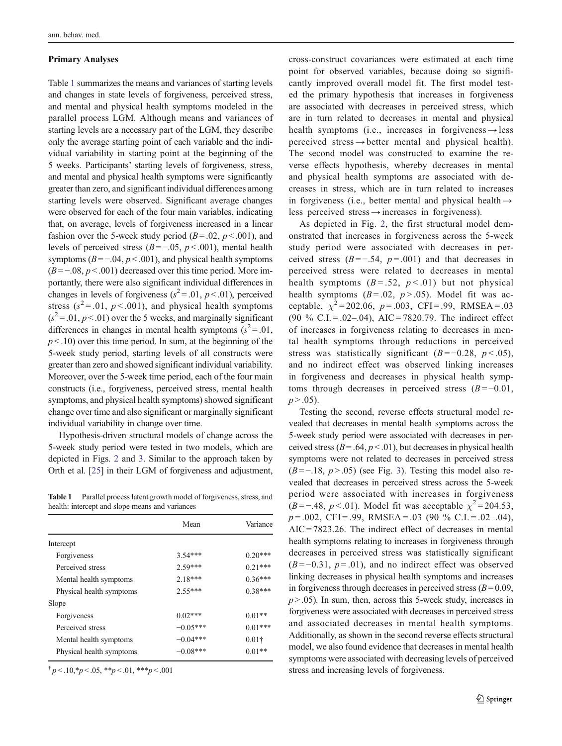### Primary Analyses

Table 1 summarizes the means and variances of starting levels and changes in state levels of forgiveness, perceived stress, and mental and physical health symptoms modeled in the parallel process LGM. Although means and variances of starting levels are a necessary part of the LGM, they describe only the average starting point of each variable and the individual variability in starting point at the beginning of the 5 weeks. Participants' starting levels of forgiveness, stress, and mental and physical health symptoms were significantly greater than zero, and significant individual differences among starting levels were observed. Significant average changes were observed for each of the four main variables, indicating that, on average, levels of forgiveness increased in a linear fashion over the 5-week study period ($B = .02$, $p < .001$), and levels of perceived stress ($B = -.05$, $p < .001$), mental health symptoms ($B = -.04$, $p < .001$), and physical health symptoms ($B = -.08$, $p < .001$) decreased over this time period. More importantly, there were also significant individual differences in changes in levels of forgiveness ($s^2 = .01$, $p < .01$), perceived stress ($s^2 = .01$, $p < .001$), and physical health symptoms ($s^2 = .01$, $p < .01$) over the 5 weeks, and marginally significant differences in changes in mental health symptoms ($s^2 = .01$, $p < .10$) over this time period. In sum, at the beginning of the 5-week study period, starting levels of all constructs were greater than zero and showed significant individual variability. Moreover, over the 5-week time period, each of the four main constructs (i.e., forgiveness, perceived stress, mental health symptoms, and physical health symptoms) showed significant change over time and also significant or marginally significant individual variability in change over time.

Hypothesis-driven structural models of change across the 5-week study period were tested in two models, which are depicted in Figs. 2 and 3. Similar to the approach taken by Orth et al. [25] in their LGM of forgiveness and adjustment, cross-construct covariances were estimated at each time point for observed variables, because doing so significantly improved overall model fit. The first model tested the primary hypothesis that increases in forgiveness are associated with decreases in perceived stress, which are in turn related to decreases in mental and physical health symptoms (i.e., increases in forgiveness → less perceived stress → better mental and physical health). The second model was constructed to examine the reverse effects hypothesis, whereby decreases in mental and physical health symptoms are associated with decreases in stress, which are in turn related to increases in forgiveness (i.e., better mental and physical health → less perceived stress → increases in forgiveness).

As depicted in Fig. 2, the first structural model demonstrated that increases in forgiveness across the 5-week study period were associated with decreases in perceived stress ($B = -.54$, $p = .001$) and that decreases in perceived stress were related to decreases in mental health symptoms ($B = .52$, $p < .01$) but not physical health symptoms ($B = .02$, $p > .05$). Model fit was acceptable, $\chi^2 = 202.06$, $p = .003$, CFI = .99, RMSEA = .03 (90 % C.I. = .02–.04), AIC = 7820.79. The indirect effect of increases in forgiveness relating to decreases in mental health symptoms through reductions in perceived stress was statistically significant ($B = -0.28$, $p < .05$), and no indirect effect was observed linking increases in forgiveness and decreases in physical health symptoms through decreases in perceived stress ($B = -0.01$, $p > .05$).

Testing the second, reverse effects structural model revealed that decreases in mental health symptoms across the 5-week study period were associated with decreases in perceived stress ($B = .64$, $p < .01$), but decreases in physical health symptoms were not related to decreases in perceived stress ($B = -.18$, $p > .05$) (see Fig. 3). Testing this model also revealed that decreases in perceived stress across the 5-week period were associated with increases in forgiveness ($B = -.48$, $p < .01$). Model fit was acceptable $\chi^2 = 204.53$, $p = .002$, CFI = .99, RMSEA = .03 (90 % C.I. = .02–.04), AIC = 7823.26. The indirect effect of decreases in mental health symptoms relating to increases in forgiveness through decreases in perceived stress was statistically significant ($B = -0.31$, $p = .01$), and no indirect effect was observed linking decreases in physical health symptoms and increases in forgiveness through decreases in perceived stress ($B = 0.09$, $p > .05$). In sum, then, across this 5-week study, increases in forgiveness were associated with decreases in perceived stress and associated decreases in mental health symptoms. Additionally, as shown in the second reverse effects structural model, we also found evidence that decreases in mental health symptoms were associated with decreasing levels of perceived stress and increasing levels of forgiveness.

**Table 1** Parallel process latent growth model of forgiveness, stress, and health: intercept and slope means and variances

| | Mean | Variance |
|---|---|---|
| Intercept | | |
| Forgiveness | 3.54*** | 0.20*** |
| Perceived stress | 2.59*** | 0.21*** |
| Mental health symptoms | 2.18*** | 0.36*** |
| Physical health symptoms | 2.55*** | 0.38*** |
| Slope | | |
| Forgiveness | 0.02*** | 0.01** |
| Perceived stress | −0.05*** | 0.01*** |
| Mental health symptoms | −0.04*** | 0.01† |
| Physical health symptoms | −0.08*** | 0.01** |

† $p < .10$, * $p < .05$, ** $p < .01$, *** $p < .001$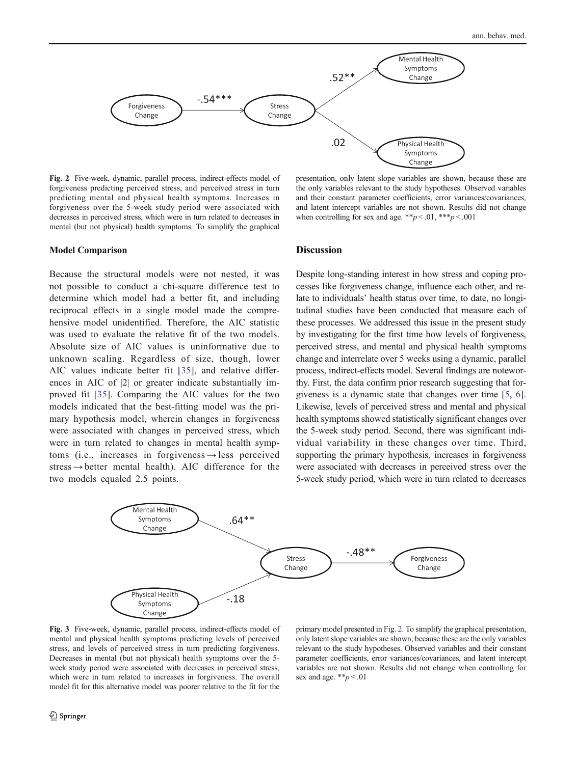**Fig. 2** Five-week, dynamic, parallel process, indirect-effects model of forgiveness predicting perceived stress, and perceived stress in turn predicting mental and physical health symptoms. Increases in forgiveness over the 5-week study period were associated with decreases in perceived stress, which were in turn related to decreases in mental (but not physical) health symptoms. To simplify the graphical presentation, only latent slope variables are shown, because these are the only variables relevant to the study hypotheses. Observed variables and their constant parameter coefficients, error variances/covariances, and latent intercept variables are not shown. Results did not change when controlling for sex and age. $^{**}p < .01$, $^{***}p < .001$

### Model Comparison

Because the structural models were not nested, it was not possible to conduct a chi-square difference test to determine which model had a better fit, and including reciprocal effects in a single model made the comprehensive model unidentified. Therefore, the AIC statistic was used to evaluate the relative fit of the two models. Absolute size of AIC values is uninformative due to unknown scaling. Regardless of size, though, lower AIC values indicate better fit [35], and relative differences in AIC of |2| or greater indicate substantially improved fit [35]. Comparing the AIC values for the two models indicated that the best-fitting model was the primary hypothesis model, wherein changes in forgiveness were associated with changes in perceived stress, which were in turn related to changes in mental health symptoms (i.e., increases in forgiveness → less perceived stress → better mental health). AIC difference for the two models equaled 2.5 points.

### Discussion

Despite long-standing interest in how stress and coping processes like forgiveness change, influence each other, and relate to individuals' health status over time, to date, no longitudinal studies have been conducted that measure each of these processes. We addressed this issue in the present study by investigating for the first time how levels of forgiveness, perceived stress, and mental and physical health symptoms change and interrelate over 5 weeks using a dynamic, parallel process, indirect-effects model. Several findings are noteworthy. First, the data confirm prior research suggesting that forgiveness is a dynamic state that changes over time [5, 6]. Likewise, levels of perceived stress and mental and physical health symptoms showed statistically significant changes over the 5-week study period. Second, there was significant individual variability in these changes over time. Third, supporting the primary hypothesis, increases in forgiveness were associated with decreases in perceived stress over the 5-week study period, which were in turn related to decreases

**Fig. 3** Five-week, dynamic, parallel process, indirect-effects model of mental and physical health symptoms predicting levels of perceived stress, and levels of perceived stress in turn predicting forgiveness. Decreases in mental (but not physical) health symptoms over the 5-week study period were associated with decreases in perceived stress, which were in turn related to increases in forgiveness. The overall model fit for this alternative model was poorer relative to the fit for the primary model presented in Fig. 2. To simplify the graphical presentation, only latent slope variables are shown, because these are the only variables relevant to the study hypotheses. Observed variables and their constant parameter coefficients, error variances/covariances, and latent intercept variables are not shown. Results did not change when controlling for sex and age. $^{**}p < .01$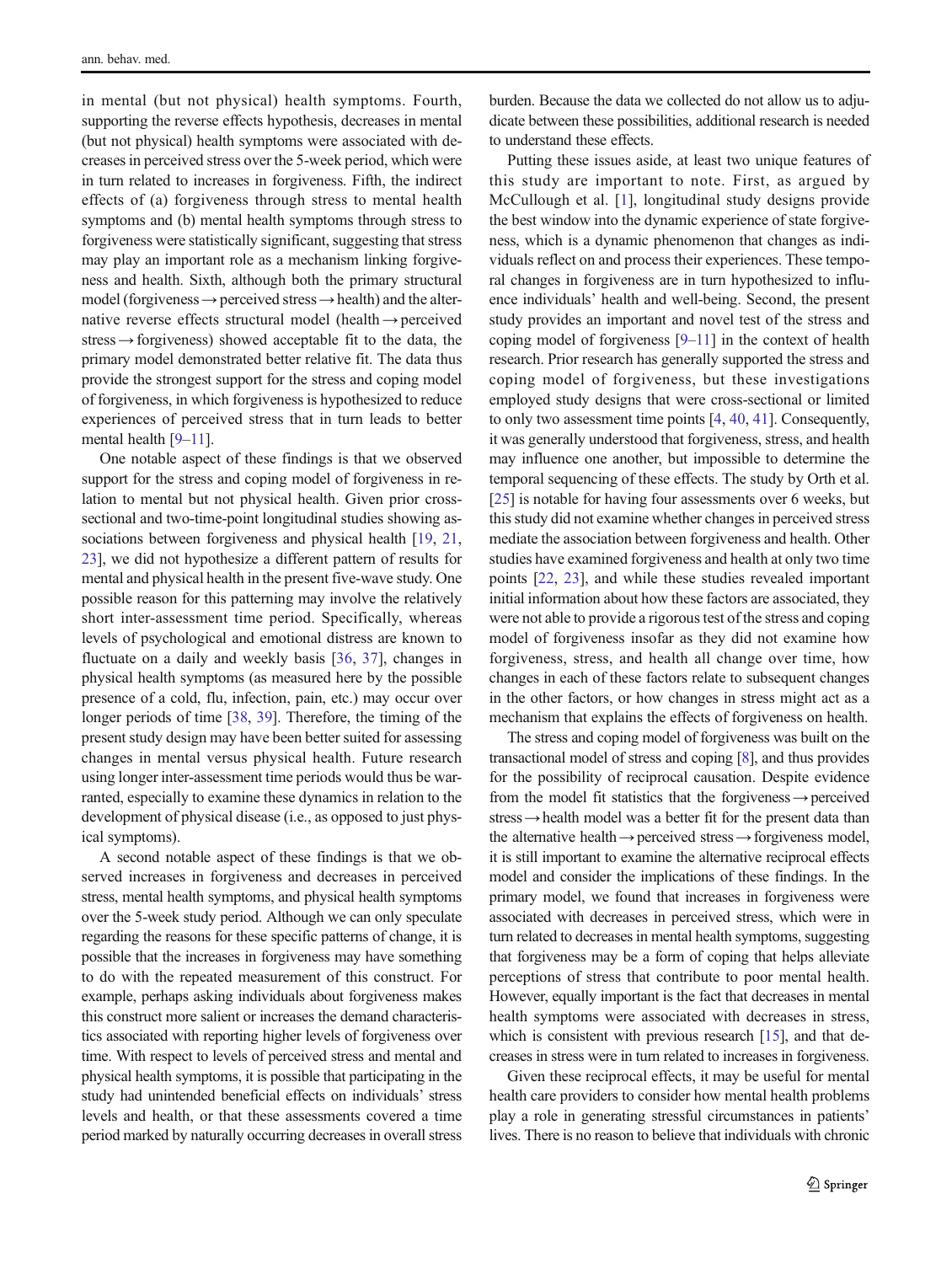in mental (but not physical) health symptoms. Fourth, supporting the reverse effects hypothesis, decreases in mental (but not physical) health symptoms were associated with decreases in perceived stress over the 5-week period, which were in turn related to increases in forgiveness. Fifth, the indirect effects of (a) forgiveness through stress to mental health symptoms and (b) mental health symptoms through stress to forgiveness were statistically significant, suggesting that stress may play an important role as a mechanism linking forgiveness and health. Sixth, although both the primary structural model (forgiveness → perceived stress → health) and the alternative reverse effects structural model (health → perceived stress → forgiveness) showed acceptable fit to the data, the primary model demonstrated better relative fit. The data thus provide the strongest support for the stress and coping model of forgiveness, in which forgiveness is hypothesized to reduce experiences of perceived stress that in turn leads to better mental health [9–11].

One notable aspect of these findings is that we observed support for the stress and coping model of forgiveness in relation to mental but not physical health. Given prior cross-sectional and two-time-point longitudinal studies showing associations between forgiveness and physical health [19, 21, 23], we did not hypothesize a different pattern of results for mental and physical health in the present five-wave study. One possible reason for this patterning may involve the relatively short inter-assessment time period. Specifically, whereas levels of psychological and emotional distress are known to fluctuate on a daily and weekly basis [36, 37], changes in physical health symptoms (as measured here by the possible presence of a cold, flu, infection, pain, etc.) may occur over longer periods of time [38, 39]. Therefore, the timing of the present study design may have been better suited for assessing changes in mental versus physical health. Future research using longer inter-assessment time periods would thus be warranted, especially to examine these dynamics in relation to the development of physical disease (i.e., as opposed to just physical symptoms).

A second notable aspect of these findings is that we observed increases in forgiveness and decreases in perceived stress, mental health symptoms, and physical health symptoms over the 5-week study period. Although we can only speculate regarding the reasons for these specific patterns of change, it is possible that the increases in forgiveness may have something to do with the repeated measurement of this construct. For example, perhaps asking individuals about forgiveness makes this construct more salient or increases the demand characteristics associated with reporting higher levels of forgiveness over time. With respect to levels of perceived stress and mental and physical health symptoms, it is possible that participating in the study had unintended beneficial effects on individuals' stress levels and health, or that these assessments covered a time period marked by naturally occurring decreases in overall stress burden. Because the data we collected do not allow us to adjudicate between these possibilities, additional research is needed to understand these effects.

Putting these issues aside, at least two unique features of this study are important to note. First, as argued by McCullough et al. [1], longitudinal study designs provide the best window into the dynamic experience of state forgiveness, which is a dynamic phenomenon that changes as individuals reflect on and process their experiences. These temporal changes in forgiveness are in turn hypothesized to influence individuals' health and well-being. Second, the present study provides an important and novel test of the stress and coping model of forgiveness [9–11] in the context of health research. Prior research has generally supported the stress and coping model of forgiveness, but these investigations employed study designs that were cross-sectional or limited to only two assessment time points [4, 40, 41]. Consequently, it was generally understood that forgiveness, stress, and health may influence one another, but impossible to determine the temporal sequencing of these effects. The study by Orth et al. [25] is notable for having four assessments over 6 weeks, but this study did not examine whether changes in perceived stress mediate the association between forgiveness and health. Other studies have examined forgiveness and health at only two time points [22, 23], and while these studies revealed important initial information about how these factors are associated, they were not able to provide a rigorous test of the stress and coping model of forgiveness insofar as they did not examine how forgiveness, stress, and health all change over time, how changes in each of these factors relate to subsequent changes in the other factors, or how changes in stress might act as a mechanism that explains the effects of forgiveness on health.

The stress and coping model of forgiveness was built on the transactional model of stress and coping [8], and thus provides for the possibility of reciprocal causation. Despite evidence from the model fit statistics that the forgiveness → perceived stress → health model was a better fit for the present data than the alternative health → perceived stress → forgiveness model, it is still important to examine the alternative reciprocal effects model and consider the implications of these findings. In the primary model, we found that increases in forgiveness were associated with decreases in perceived stress, which were in turn related to decreases in mental health symptoms, suggesting that forgiveness may be a form of coping that helps alleviate perceptions of stress that contribute to poor mental health. However, equally important is the fact that decreases in mental health symptoms were associated with decreases in stress, which is consistent with previous research [15], and that decreases in stress were in turn related to increases in forgiveness.

Given these reciprocal effects, it may be useful for mental health care providers to consider how mental health problems play a role in generating stressful circumstances in patients' lives. There is no reason to believe that individuals with chronic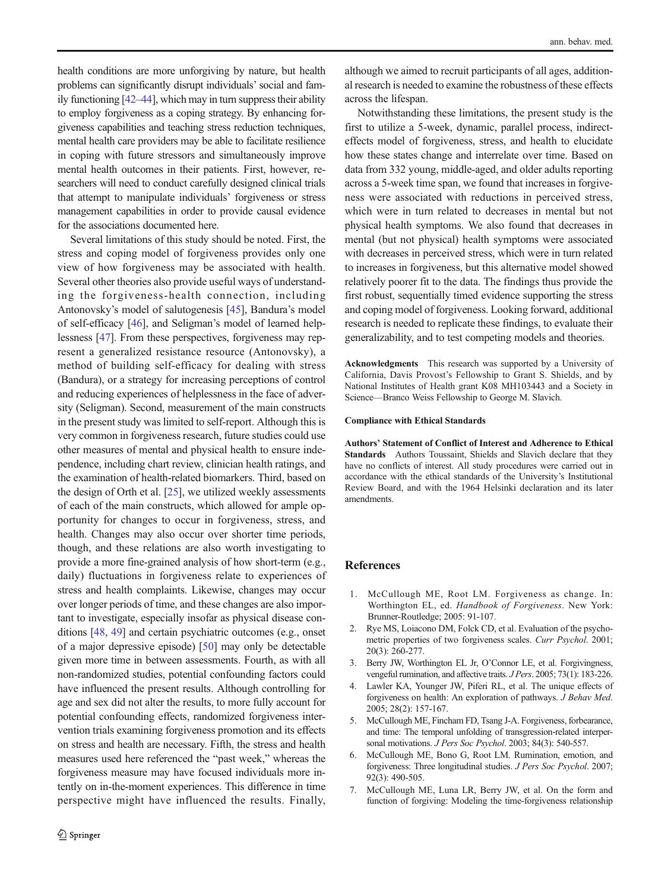health conditions are more unforgiving by nature, but health problems can significantly disrupt individuals' social and family functioning [42–44], which may in turn suppress their ability to employ forgiveness as a coping strategy. By enhancing forgiveness capabilities and teaching stress reduction techniques, mental health care providers may be able to facilitate resilience in coping with future stressors and simultaneously improve mental health outcomes in their patients. First, however, researchers will need to conduct carefully designed clinical trials that attempt to manipulate individuals' forgiveness or stress management capabilities in order to provide causal evidence for the associations documented here.

Several limitations of this study should be noted. First, the stress and coping model of forgiveness provides only one view of how forgiveness may be associated with health. Several other theories also provide useful ways of understanding the forgiveness-health connection, including Antonovsky's model of salutogenesis [45], Bandura's model of self-efficacy [46], and Seligman's model of learned helplessness [47]. From these perspectives, forgiveness may represent a generalized resistance resource (Antonovsky), a method of building self-efficacy for dealing with stress (Bandura), or a strategy for increasing perceptions of control and reducing experiences of helplessness in the face of adversity (Seligman). Second, measurement of the main constructs in the present study was limited to self-report. Although this is very common in forgiveness research, future studies could use other measures of mental and physical health to ensure independence, including chart review, clinician health ratings, and the examination of health-related biomarkers. Third, based on the design of Orth et al. [25], we utilized weekly assessments of each of the main constructs, which allowed for ample opportunity for changes to occur in forgiveness, stress, and health. Changes may also occur over shorter time periods, though, and these relations are also worth investigating to provide a more fine-grained analysis of how short-term (e.g., daily) fluctuations in forgiveness relate to experiences of stress and health complaints. Likewise, changes may occur over longer periods of time, and these changes are also important to investigate, especially insofar as physical disease conditions [48, 49] and certain psychiatric outcomes (e.g., onset of a major depressive episode) [50] may only be detectable given more time in between assessments. Fourth, as with all non-randomized studies, potential confounding factors could have influenced the present results. Although controlling for age and sex did not alter the results, to more fully account for potential confounding effects, randomized forgiveness intervention trials examining forgiveness promotion and its effects on stress and health are necessary. Fifth, the stress and health measures used here referenced the "past week," whereas the forgiveness measure may have focused individuals more intently on in-the-moment experiences. This difference in time perspective might have influenced the results. Finally, although we aimed to recruit participants of all ages, additional research is needed to examine the robustness of these effects across the lifespan.

Notwithstanding these limitations, the present study is the first to utilize a 5-week, dynamic, parallel process, indirect-effects model of forgiveness, stress, and health to elucidate how these states change and interrelate over time. Based on data from 332 young, middle-aged, and older adults reporting across a 5-week time span, we found that increases in forgiveness were associated with reductions in perceived stress, which were in turn related to decreases in mental but not physical health symptoms. We also found that decreases in mental (but not physical) health symptoms were associated with decreases in perceived stress, which were in turn related to increases in forgiveness, but this alternative model showed relatively poorer fit to the data. The findings thus provide the first robust, sequentially timed evidence supporting the stress and coping model of forgiveness. Looking forward, additional research is needed to replicate these findings, to evaluate their generalizability, and to test competing models and theories.

**Acknowledgments** This research was supported by a University of California, Davis Provost's Fellowship to Grant S. Shields, and by National Institutes of Health grant K08 MH103443 and a Society in Science—Branco Weiss Fellowship to George M. Slavich.

**Compliance with Ethical Standards**

**Authors' Statement of Conflict of Interest and Adherence to Ethical Standards** Authors Toussaint, Shields and Slavich declare that they have no conflicts of interest. All study procedures were carried out in accordance with the ethical standards of the University's Institutional Review Board, and with the 1964 Helsinki declaration and its later amendments.

## References

1. McCullough ME, Root LM. Forgiveness as change. In: Worthington EL, ed. *Handbook of Forgiveness*. New York: Brunner-Routledge; 2005: 91-107.
2. Rye MS, Loiacono DM, Folck CD, et al. Evaluation of the psychometric properties of two forgiveness scales. *Curr Psychol*. 2001; 20(3): 260-277.
3. Berry JW, Worthington EL Jr, O'Connor LE, et al. Forgivingness, vengeful rumination, and affective traits. *J Pers*. 2005; 73(1): 183-226.
4. Lawler KA, Younger JW, Piferi RL, et al. The unique effects of forgiveness on health: An exploration of pathways. *J Behav Med*. 2005; 28(2): 157-167.
5. McCullough ME, Fincham FD, Tsang J-A. Forgiveness, forbearance, and time: The temporal unfolding of transgression-related interpersonal motivations. *J Pers Soc Psychol*. 2003; 84(3): 540-557.
6. McCullough ME, Bono G, Root LM. Rumination, emotion, and forgiveness: Three longitudinal studies. *J Pers Soc Psychol*. 2007; 92(3): 490-505.
7. McCullough ME, Luna LR, Berry JW, et al. On the form and function of forgiving: Modeling the time-forgiveness relationship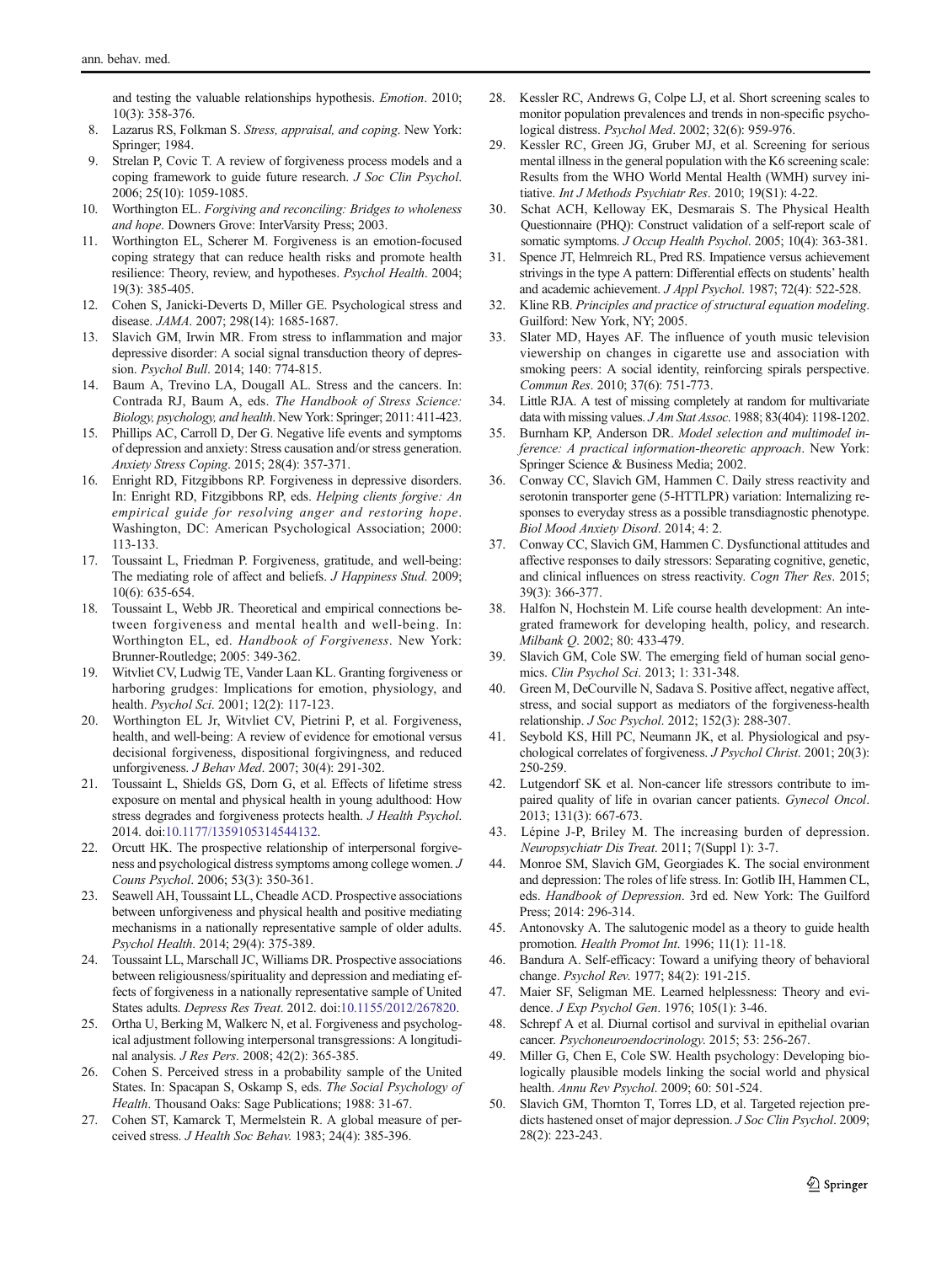and testing the valuable relationships hypothesis. *Emotion*. 2010; 10(3): 358-376.

8. Lazarus RS, Folkman S. *Stress, appraisal, and coping*. New York: Springer; 1984.
9. Strelan P, Covic T. A review of forgiveness process models and a coping framework to guide future research. *J Soc Clin Psychol*. 2006; 25(10): 1059-1085.
10. Worthington EL. *Forgiving and reconciling: Bridges to wholeness and hope*. Downers Grove: InterVarsity Press; 2003.
11. Worthington EL, Scherer M. Forgiveness is an emotion-focused coping strategy that can reduce health risks and promote health resilience: Theory, review, and hypotheses. *Psychol Health*. 2004; 19(3): 385-405.
12. Cohen S, Janicki-Deverts D, Miller GE. Psychological stress and disease. *JAMA*. 2007; 298(14): 1685-1687.
13. Slavich GM, Irwin MR. From stress to inflammation and major depressive disorder: A social signal transduction theory of depression. *Psychol Bull*. 2014; 140: 774-815.
14. Baum A, Trevino LA, Dougall AL. Stress and the cancers. In: Contrada RJ, Baum A, eds. *The Handbook of Stress Science: Biology, psychology, and health*. New York: Springer; 2011: 411-423.
15. Phillips AC, Carroll D, Der G. Negative life events and symptoms of depression and anxiety: Stress causation and/or stress generation. *Anxiety Stress Coping*. 2015; 28(4): 357-371.
16. Enright RD, Fitzgibbons RP. Forgiveness in depressive disorders. In: Enright RD, Fitzgibbons RP, eds. *Helping clients forgive: An empirical guide for resolving anger and restoring hope*. Washington, DC: American Psychological Association; 2000: 113-133.
17. Toussaint L, Friedman P. Forgiveness, gratitude, and well-being: The mediating role of affect and beliefs. *J Happiness Stud*. 2009; 10(6): 635-654.
18. Toussaint L, Webb JR. Theoretical and empirical connections between forgiveness and mental health and well-being. In: Worthington EL, ed. *Handbook of Forgiveness*. New York: Brunner-Routledge; 2005: 349-362.
19. Witvliet CV, Ludwig TE, Vander Laan KL. Granting forgiveness or harboring grudges: Implications for emotion, physiology, and health. *Psychol Sci*. 2001; 12(2): 117-123.
20. Worthington EL Jr, Witvliet CV, Pietrini P, et al. Forgiveness, health, and well-being: A review of evidence for emotional versus decisional forgiveness, dispositional forgivingness, and reduced unforgiveness. *J Behav Med*. 2007; 30(4): 291-302.
21. Toussaint L, Shields GS, Dorn G, et al. Effects of lifetime stress exposure on mental and physical health in young adulthood: How stress degrades and forgiveness protects health. *J Health Psychol*. 2014. doi:10.1177/1359105314544132.
22. Orcutt HK. The prospective relationship of interpersonal forgiveness and psychological distress symptoms among college women. *J Couns Psychol*. 2006; 53(3): 350-361.
23. Seawell AH, Toussaint LL, Cheadle ACD. Prospective associations between unforgiveness and physical health and positive mediating mechanisms in a nationally representative sample of older adults. *Psychol Health*. 2014; 29(4): 375-389.
24. Toussaint LL, Marschall JC, Williams DR. Prospective associations between religiousness/spirituality and depression and mediating effects of forgiveness in a nationally representative sample of United States adults. *Depress Res Treat*. 2012. doi:10.1155/2012/267820.
25. Ortha U, Berking M, Walkerc N, et al. Forgiveness and psychological adjustment following interpersonal transgressions: A longitudinal analysis. *J Res Pers*. 2008; 42(2): 365-385.
26. Cohen S. Perceived stress in a probability sample of the United States. In: Spacapan S, Oskamp S, eds. *The Social Psychology of Health*. Thousand Oaks: Sage Publications; 1988: 31-67.
27. Cohen ST, Kamarck T, Mermelstein R. A global measure of perceived stress. *J Health Soc Behav*. 1983; 24(4): 385-396.
28. Kessler RC, Andrews G, Colpe LJ, et al. Short screening scales to monitor population prevalences and trends in non-specific psychological distress. *Psychol Med*. 2002; 32(6): 959-976.
29. Kessler RC, Green JG, Gruber MJ, et al. Screening for serious mental illness in the general population with the K6 screening scale: Results from the WHO World Mental Health (WMH) survey initiative. *Int J Methods Psychiatr Res*. 2010; 19(S1): 4-22.
30. Schat ACH, Kelloway EK, Desmarais S. The Physical Health Questionnaire (PHQ): Construct validation of a self-report scale of somatic symptoms. *J Occup Health Psychol*. 2005; 10(4): 363-381.
31. Spence JT, Helmreich RL, Pred RS. Impatience versus achievement strivings in the type A pattern: Differential effects on students' health and academic achievement. *J Appl Psychol*. 1987; 72(4): 522-528.
32. Kline RB. *Principles and practice of structural equation modeling*. Guilford: New York, NY; 2005.
33. Slater MD, Hayes AF. The influence of youth music television viewership on changes in cigarette use and association with smoking peers: A social identity, reinforcing spirals perspective. *Commun Res*. 2010; 37(6): 751-773.
34. Little RJA. A test of missing completely at random for multivariate data with missing values. *J Am Stat Assoc*. 1988; 83(404): 1198-1202.
35. Burnham KP, Anderson DR. *Model selection and multimodel inference: A practical information-theoretic approach*. New York: Springer Science & Business Media; 2002.
36. Conway CC, Slavich GM, Hammen C. Daily stress reactivity and serotonin transporter gene (5-HTTLPR) variation: Internalizing responses to everyday stress as a possible transdiagnostic phenotype. *Biol Mood Anxiety Disord*. 2014; 4: 2.
37. Conway CC, Slavich GM, Hammen C. Dysfunctional attitudes and affective responses to daily stressors: Separating cognitive, genetic, and clinical influences on stress reactivity. *Cogn Ther Res*. 2015; 39(3): 366-377.
38. Halfon N, Hochstein M. Life course health development: An integrated framework for developing health, policy, and research. *Milbank Q*. 2002; 80: 433-479.
39. Slavich GM, Cole SW. The emerging field of human social genomics. *Clin Psychol Sci*. 2013; 1: 331-348.
40. Green M, DeCourville N, Sadava S. Positive affect, negative affect, stress, and social support as mediators of the forgiveness-health relationship. *J Soc Psychol*. 2012; 152(3): 288-307.
41. Seybold KS, Hill PC, Neumann JK, et al. Physiological and psychological correlates of forgiveness. *J Psychol Christ*. 2001; 20(3): 250-259.
42. Lutgendorf SK et al. Non-cancer life stressors contribute to impaired quality of life in ovarian cancer patients. *Gynecol Oncol*. 2013; 131(3): 667-673.
43. Lépine J-P, Briley M. The increasing burden of depression. *Neuropsychiatr Dis Treat*. 2011; 7(Suppl 1): 3-7.
44. Monroe SM, Slavich GM, Georgiades K. The social environment and depression: The roles of life stress. In: Gotlib IH, Hammen CL, eds. *Handbook of Depression*. 3rd ed. New York: The Guilford Press; 2014: 296-314.
45. Antonovsky A. The salutogenic model as a theory to guide health promotion. *Health Promot Int*. 1996; 11(1): 11-18.
46. Bandura A. Self-efficacy: Toward a unifying theory of behavioral change. *Psychol Rev*. 1977; 84(2): 191-215.
47. Maier SF, Seligman ME. Learned helplessness: Theory and evidence. *J Exp Psychol Gen*. 1976; 105(1): 3-46.
48. Schrepf A et al. Diurnal cortisol and survival in epithelial ovarian cancer. *Psychoneuroendocrinology*. 2015; 53: 256-267.
49. Miller G, Chen E, Cole SW. Health psychology: Developing biologically plausible models linking the social world and physical health. *Annu Rev Psychol*. 2009; 60: 501-524.
50. Slavich GM, Thornton T, Torres LD, et al. Targeted rejection predicts hastened onset of major depression. *J Soc Clin Psychol*. 2009; 28(2): 223-243.